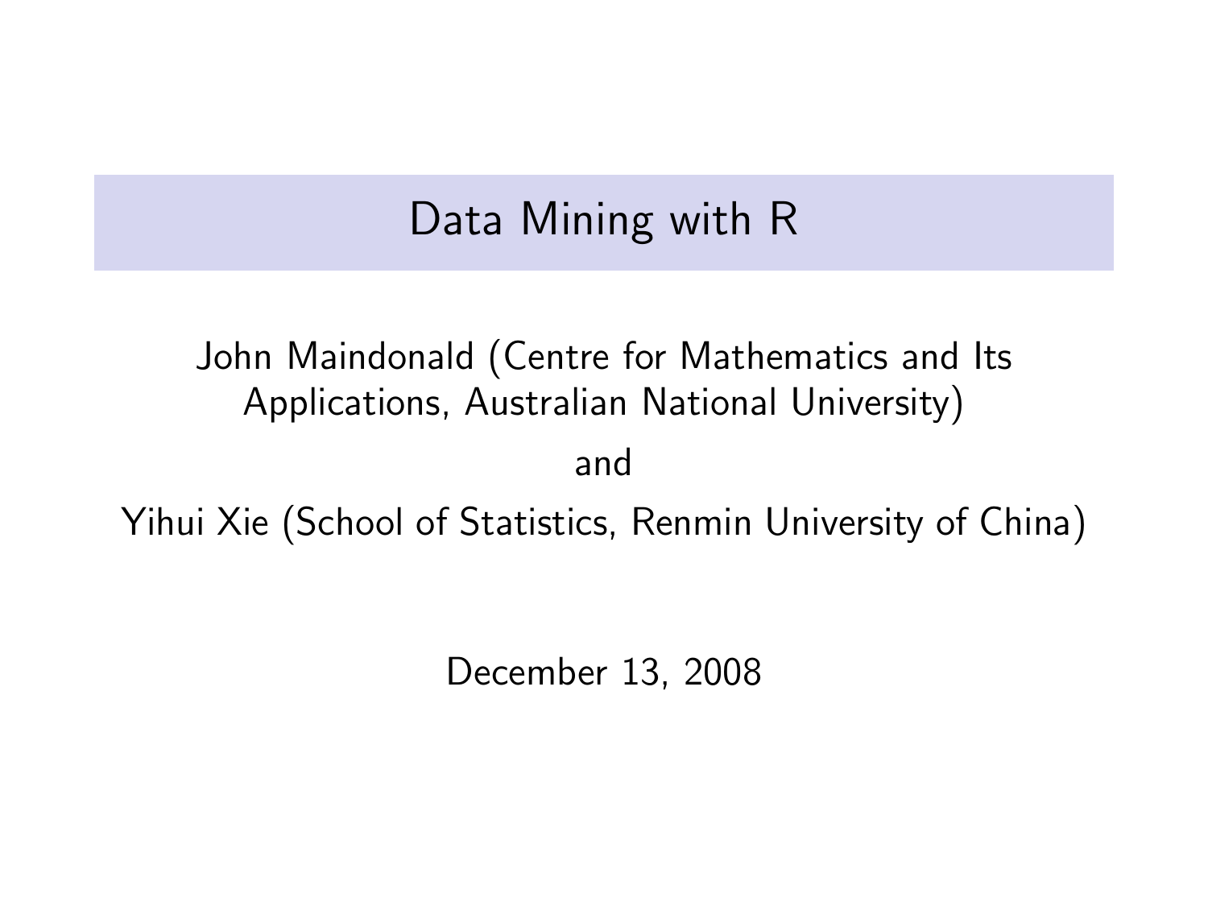# Data Mining with R

John Maindonald (Centre for Mathematics and Its Applications, Australian National University)

and

Yihui Xie (School of Statistics, Renmin University of China)

December 13, 2008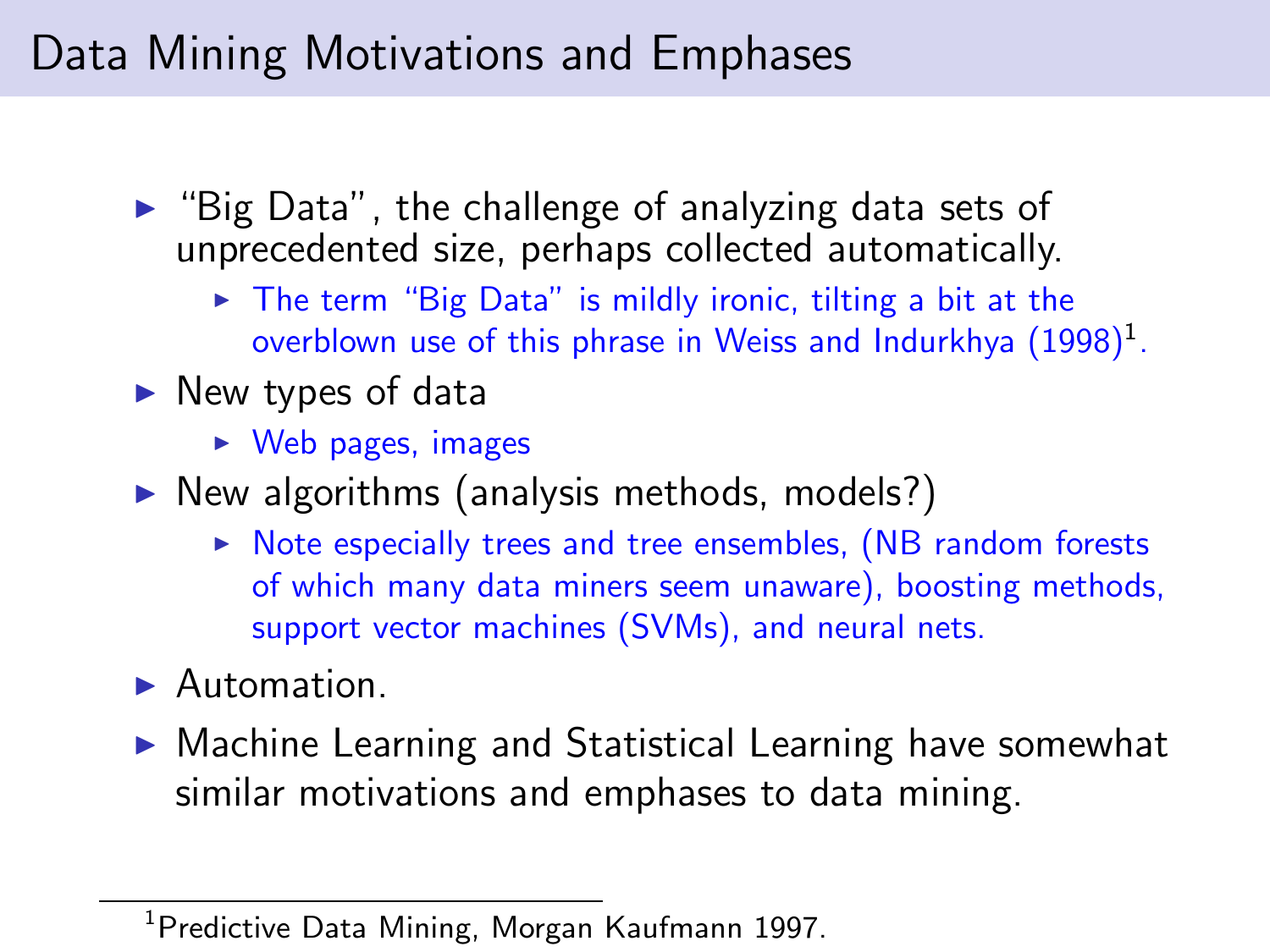# Data Mining Motivations and Emphases

- "Big Data", the challenge of analyzing data sets of unprecedented size, perhaps collected automatically.
  - The term "Big Data" is mildly ironic, tilting a bit at the overblown use of this phrase in Weiss and Indurkhya (1998)[1].
- New types of data
  - Web pages, images
- New algorithms (analysis methods, models?)
  - Note especially trees and tree ensembles, (NB random forests of which many data miners seem unaware), boosting methods, support vector machines (SVMs), and neural nets.
- Automation.
- Machine Learning and Statistical Learning have somewhat similar motivations and emphases to data mining.

---

[1] Predictive Data Mining, Morgan Kaufmann 1997.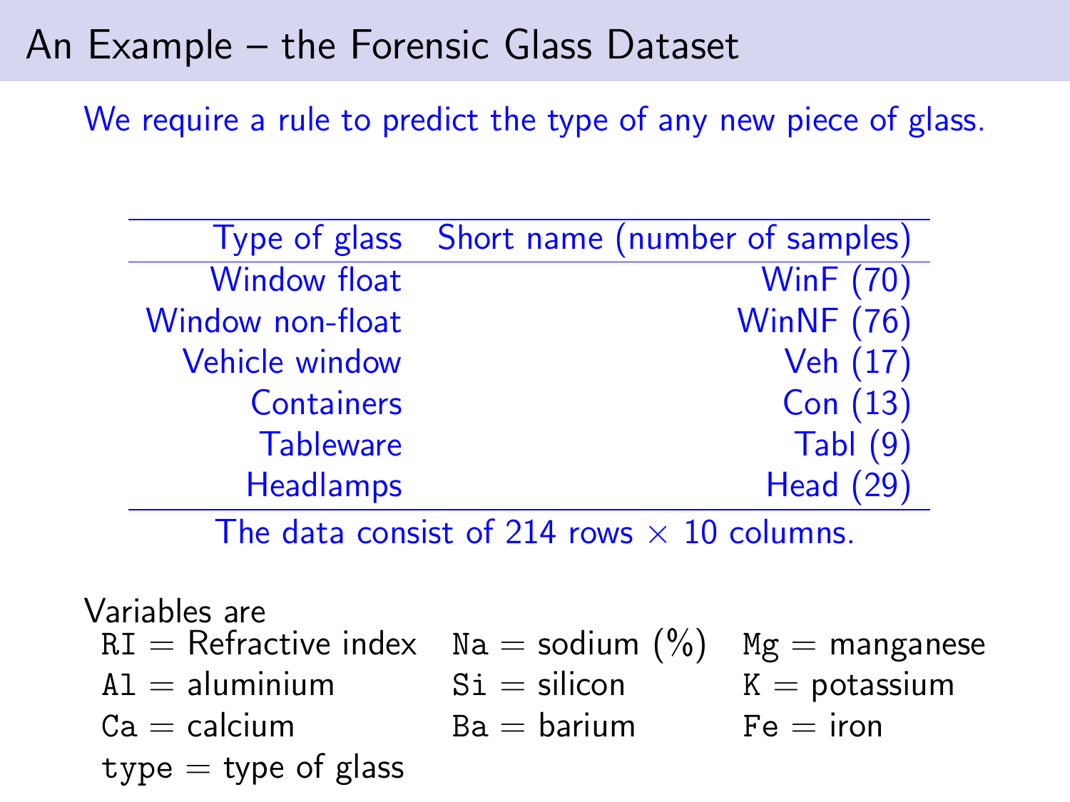# An Example – the Forensic Glass Dataset

We require a rule to predict the type of any new piece of glass.

| Type of glass | Short name (number of samples) |
| --- | --- |
| Window float | WinF (70) |
| Window non-float | WinNF (76) |
| Vehicle window | Veh (17) |
| Containers | Con (13) |
| Tableware | Tabl (9) |
| Headlamps | Head (29) |

The data consist of 214 rows × 10 columns.

Variables are

- `RI` = Refractive index
- `Na` = sodium (%)
- `Mg` = manganese
- `Al` = aluminium
- `Si` = silicon
- `K` = potassium
- `Ca` = calcium
- `Ba` = barium
- `Fe` = iron
- `type` = type of glass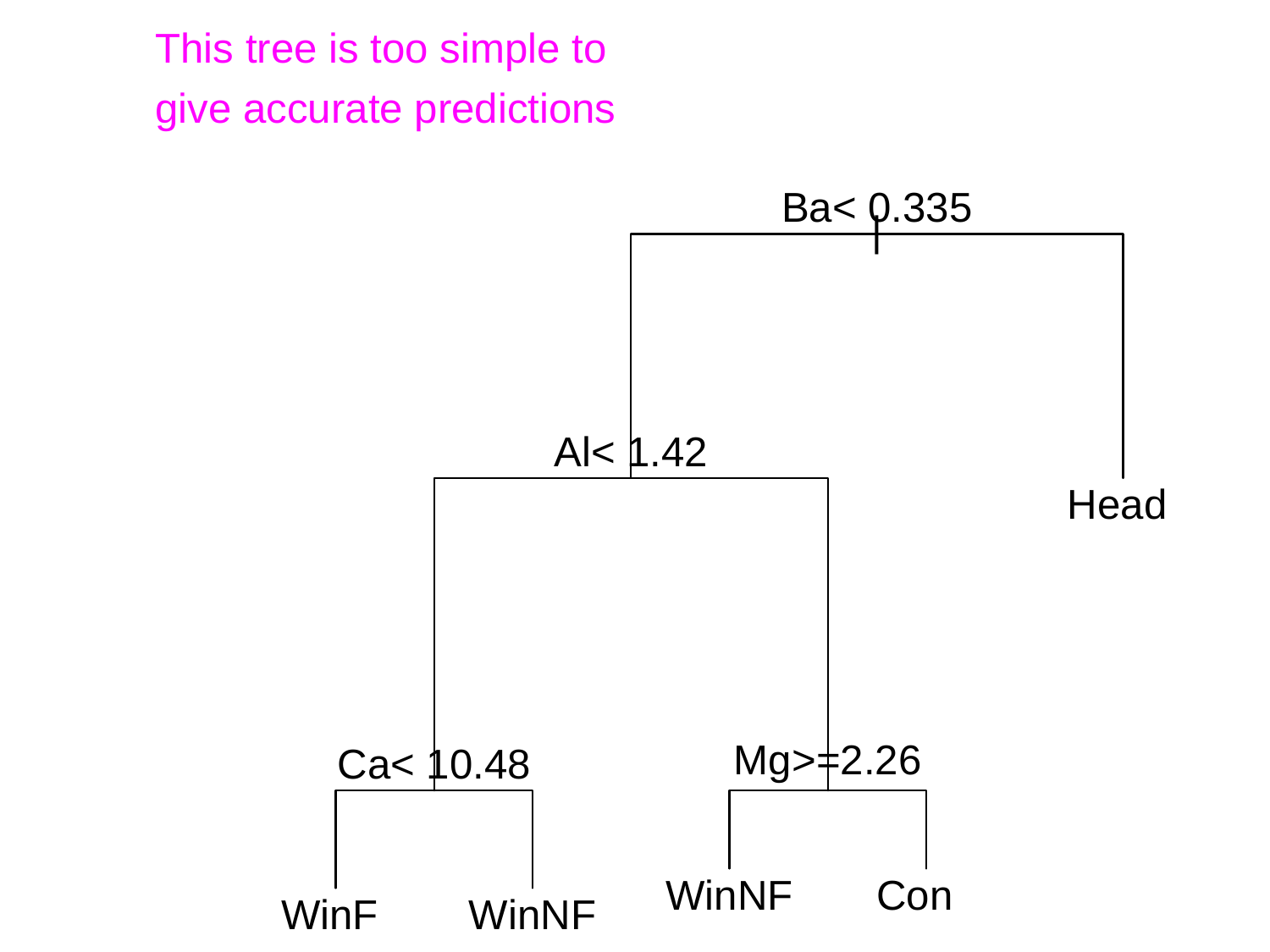This tree is too simple to give accurate predictions

```
                    Ba< 0.335
                   /         \
            Al< 1.42          Head
           /        \
    Ca< 10.48     Mg>=2.26
    /      \      /      \
 WinF    WinNF  WinNF    Con
```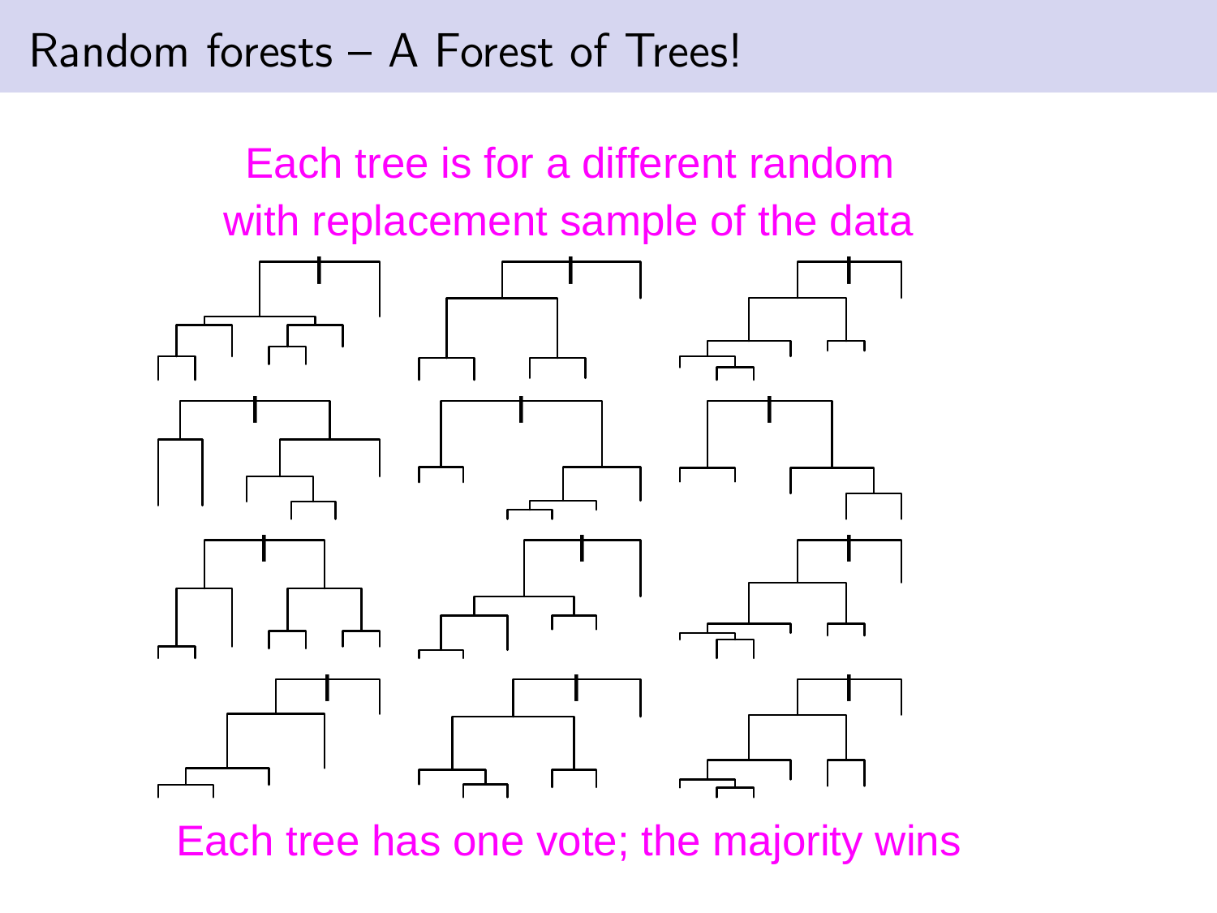# Random forests – A Forest of Trees!

Each tree is for a different random with replacement sample of the data

Each tree has one vote; the majority wins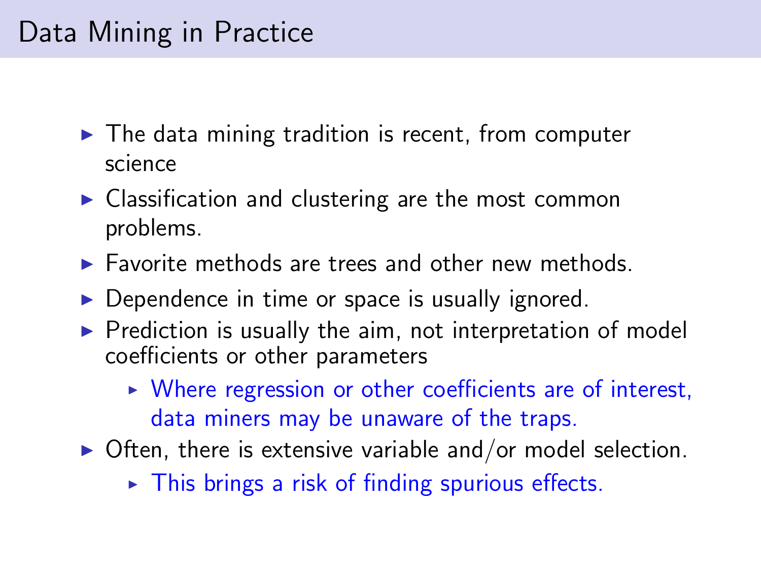# Data Mining in Practice

- The data mining tradition is recent, from computer science
- Classification and clustering are the most common problems.
- Favorite methods are trees and other new methods.
- Dependence in time or space is usually ignored.
- Prediction is usually the aim, not interpretation of model coefficients or other parameters
  - Where regression or other coefficients are of interest, data miners may be unaware of the traps.
- Often, there is extensive variable and/or model selection.
  - This brings a risk of finding spurious effects.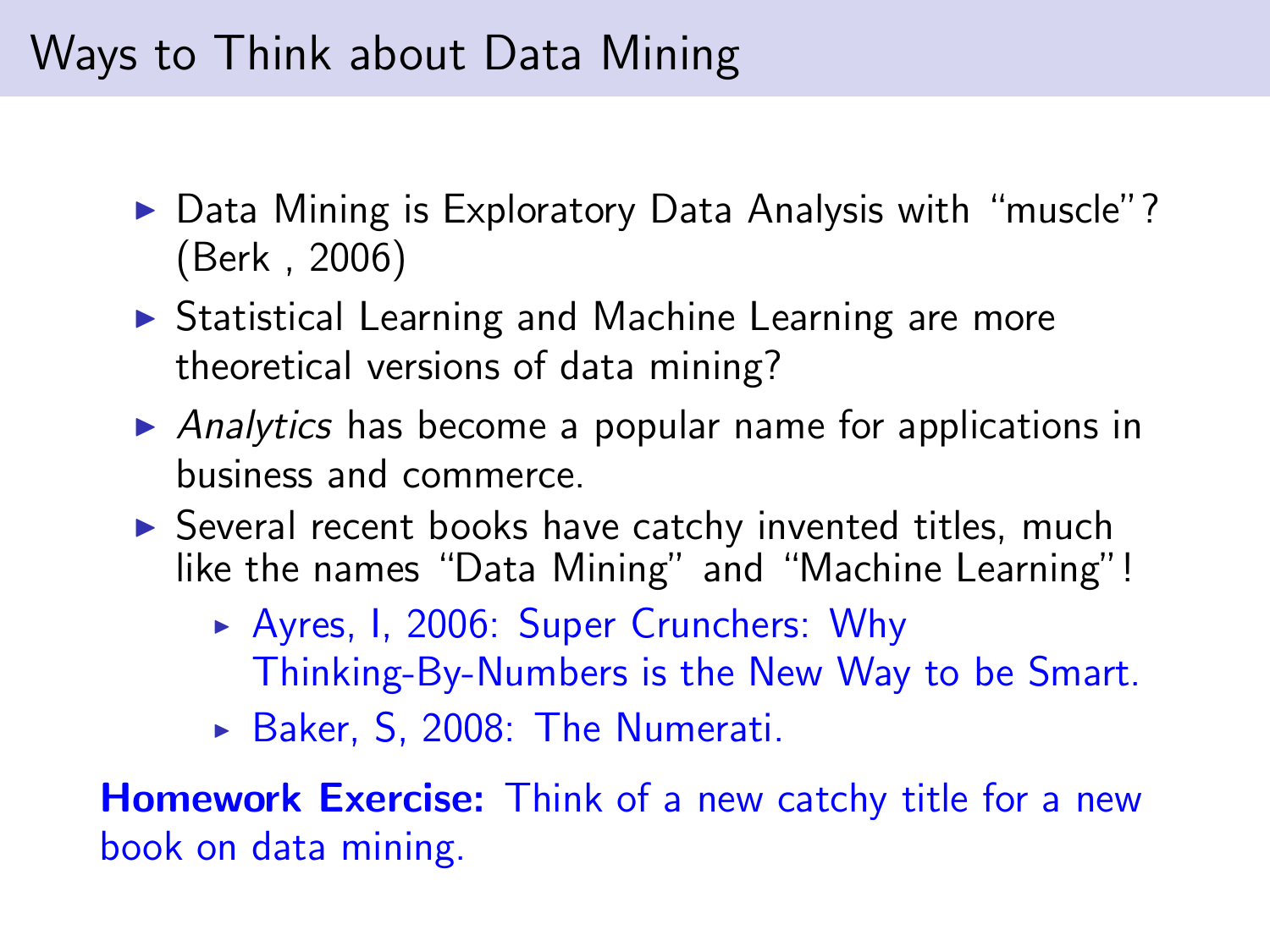# Ways to Think about Data Mining

- Data Mining is Exploratory Data Analysis with "muscle"? (Berk , 2006)
- Statistical Learning and Machine Learning are more theoretical versions of data mining?
- *Analytics* has become a popular name for applications in business and commerce.
- Several recent books have catchy invented titles, much like the names "Data Mining" and "Machine Learning"!
  - Ayres, I, 2006: Super Crunchers: Why Thinking-By-Numbers is the New Way to be Smart.
  - Baker, S, 2008: The Numerati.

**Homework Exercise:** Think of a new catchy title for a new book on data mining.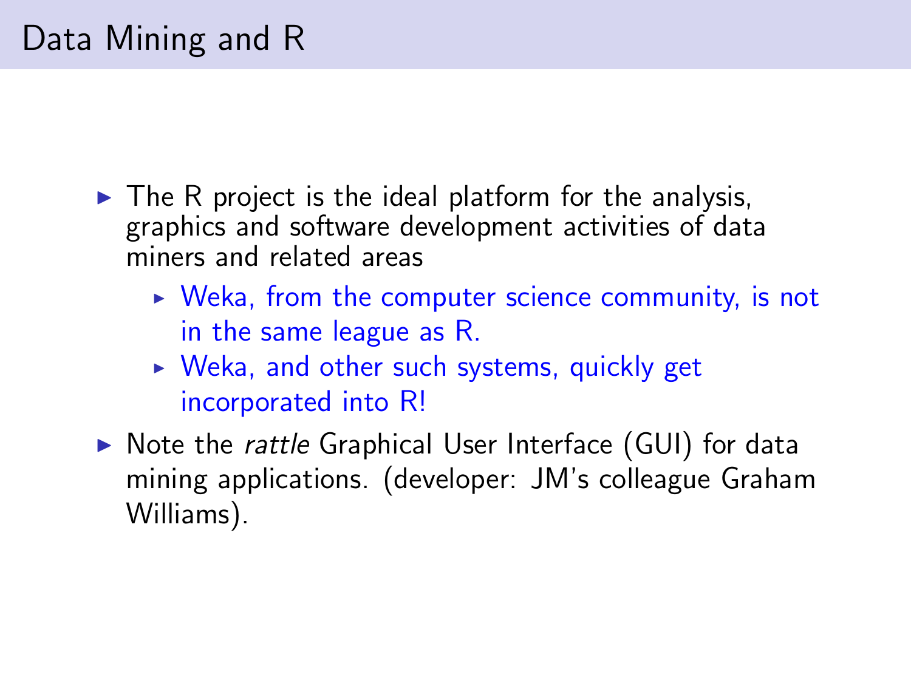# Data Mining and R

- The R project is the ideal platform for the analysis, graphics and software development activities of data miners and related areas
  - Weka, from the computer science community, is not in the same league as R.
  - Weka, and other such systems, quickly get incorporated into R!
- Note the *rattle* Graphical User Interface (GUI) for data mining applications. (developer: JM's colleague Graham Williams).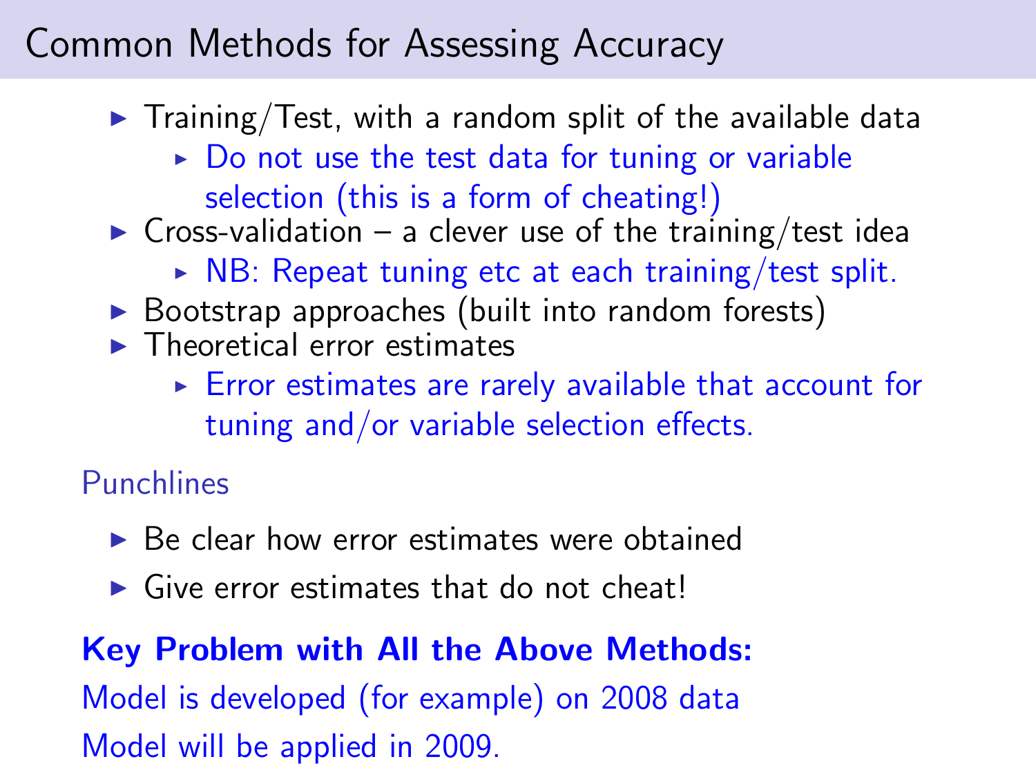## Common Methods for Assessing Accuracy

- Training/Test, with a random split of the available data
  - Do not use the test data for tuning or variable selection (this is a form of cheating!)
- Cross-validation – a clever use of the training/test idea
  - NB: Repeat tuning etc at each training/test split.
- Bootstrap approaches (built into random forests)
- Theoretical error estimates
  - Error estimates are rarely available that account for tuning and/or variable selection effects.

### Punchlines

- Be clear how error estimates were obtained
- Give error estimates that do not cheat!

**Key Problem with All the Above Methods:**

Model is developed (for example) on 2008 data

Model will be applied in 2009.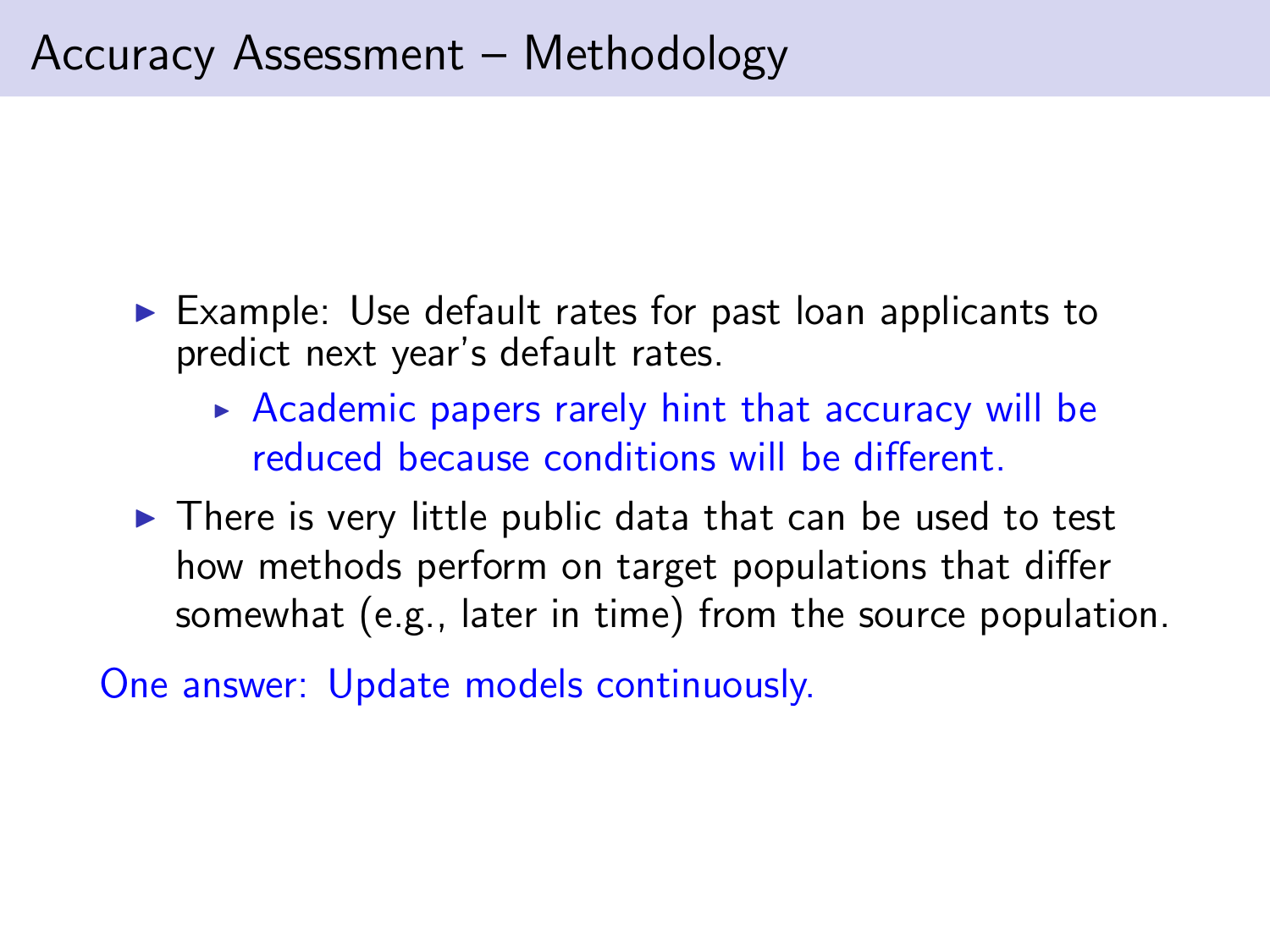# Accuracy Assessment – Methodology

- Example: Use default rates for past loan applicants to predict next year's default rates.
  - Academic papers rarely hint that accuracy will be reduced because conditions will be different.
- There is very little public data that can be used to test how methods perform on target populations that differ somewhat (e.g., later in time) from the source population.

One answer: Update models continuously.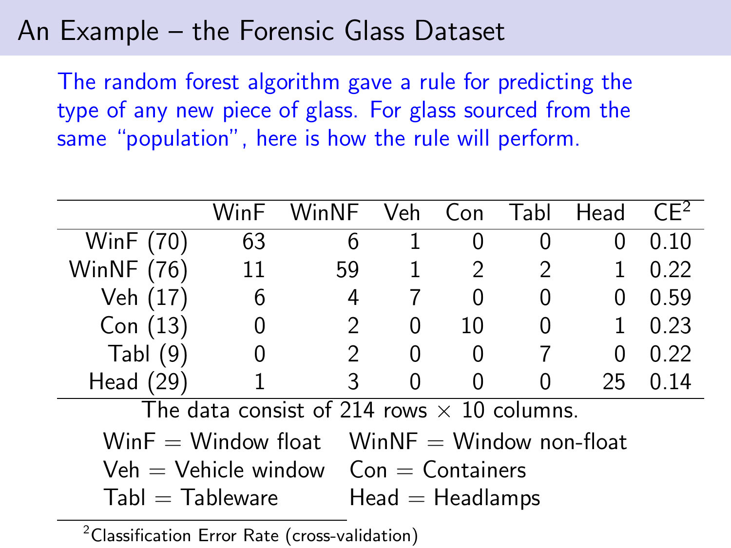# An Example – the Forensic Glass Dataset

The random forest algorithm gave a rule for predicting the type of any new piece of glass. For glass sourced from the same "population", here is how the rule will perform.

| | WinF | WinNF | Veh | Con | Tabl | Head | CE[2] |
|---|---|---|---|---|---|---|---|
| WinF (70) | 63 | 6 | 1 | 0 | 0 | 0 | 0.10 |
| WinNF (76) | 11 | 59 | 1 | 2 | 2 | 1 | 0.22 |
| Veh (17) | 6 | 4 | 7 | 0 | 0 | 0 | 0.59 |
| Con (13) | 0 | 2 | 0 | 10 | 0 | 1 | 0.23 |
| Tabl (9) | 0 | 2 | 0 | 0 | 7 | 0 | 0.22 |
| Head (29) | 1 | 3 | 0 | 0 | 0 | 25 | 0.14 |

The data consist of 214 rows $\times$ 10 columns.

WinF = Window float   WinNF = Window non-float

Veh = Vehicle window   Con = Containers

Tabl = Tableware   Head = Headlamps

[2] Classification Error Rate (cross-validation)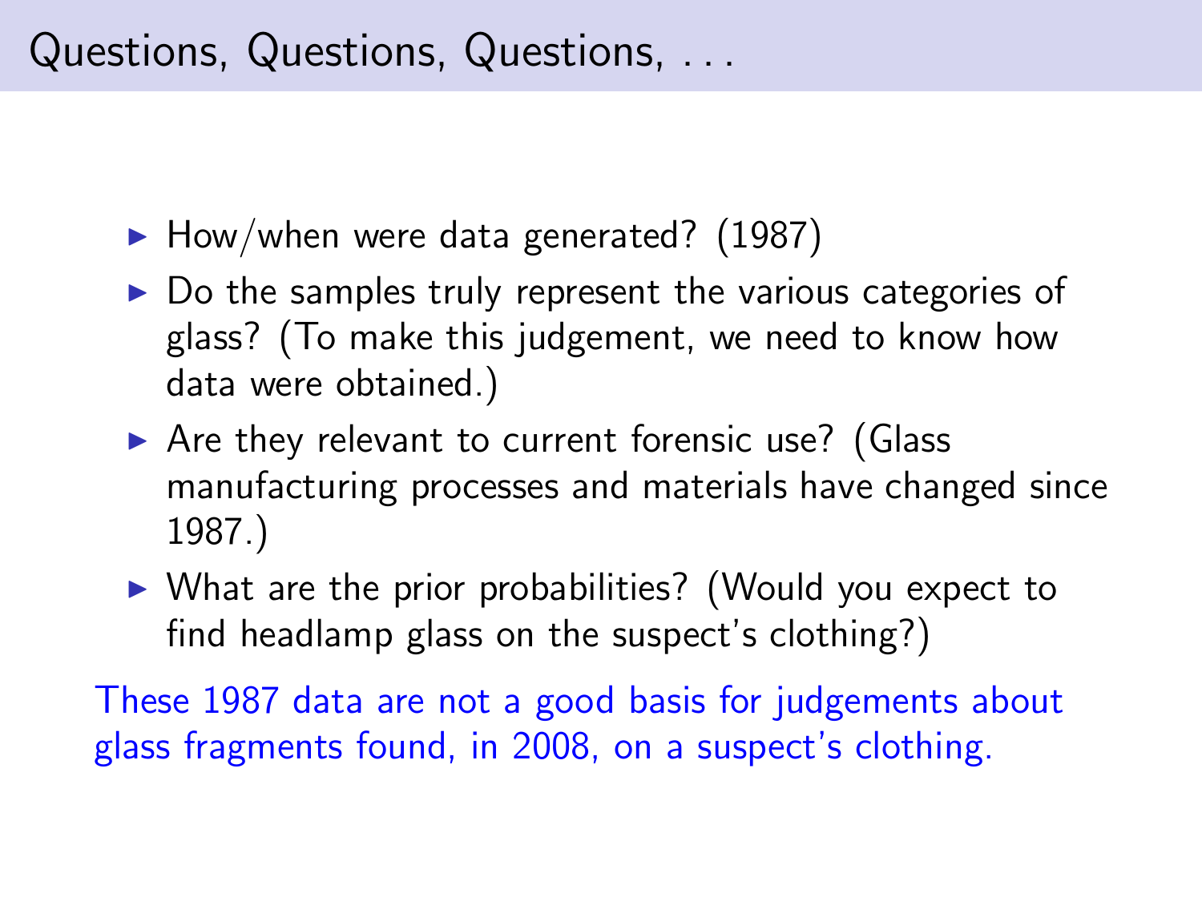# Questions, Questions, Questions, . . .

- How/when were data generated? (1987)
- Do the samples truly represent the various categories of glass? (To make this judgement, we need to know how data were obtained.)
- Are they relevant to current forensic use? (Glass manufacturing processes and materials have changed since 1987.)
- What are the prior probabilities? (Would you expect to find headlamp glass on the suspect's clothing?)

These 1987 data are not a good basis for judgements about glass fragments found, in 2008, on a suspect's clothing.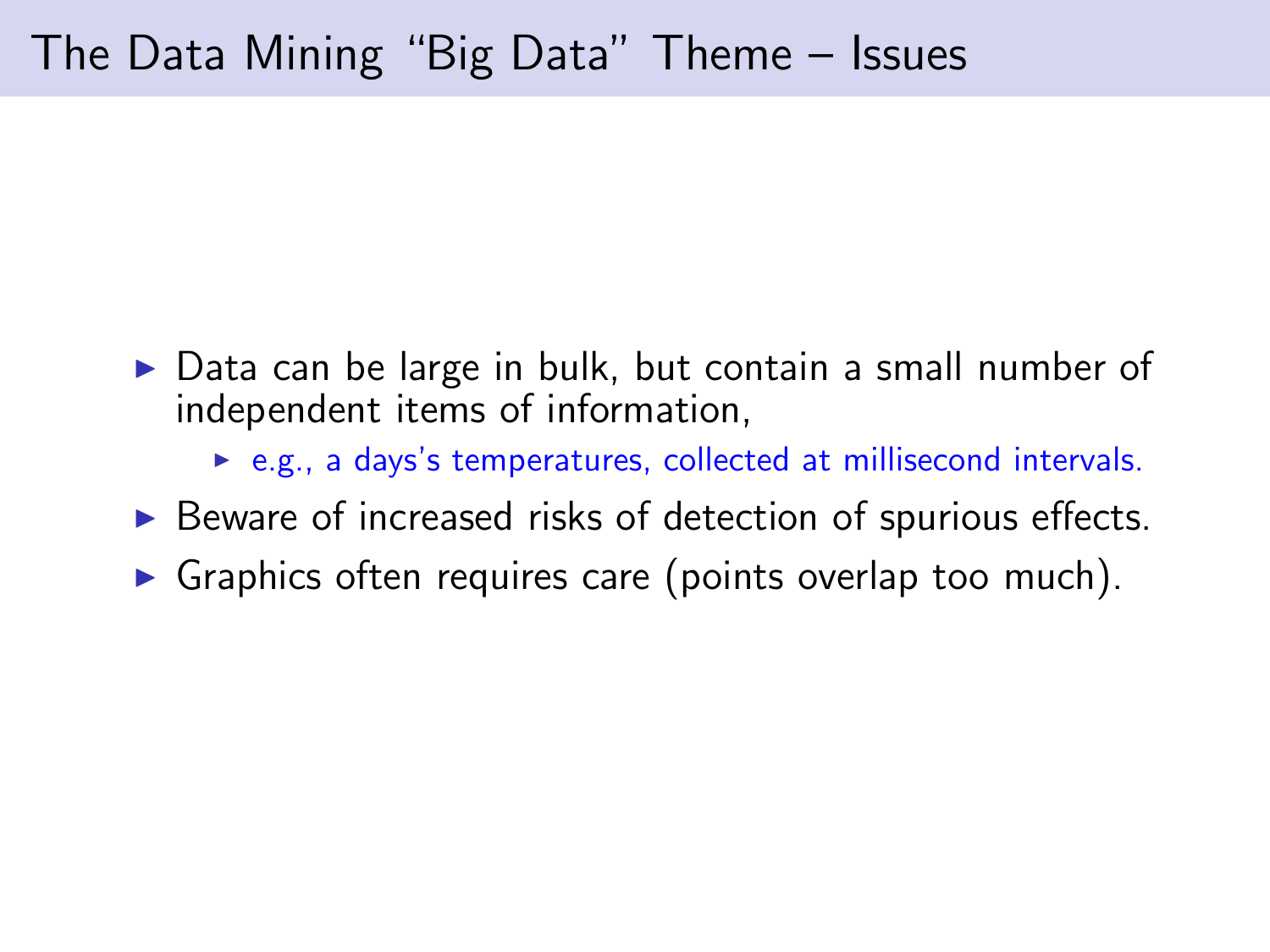# The Data Mining "Big Data" Theme – Issues

- Data can be large in bulk, but contain a small number of independent items of information,
  - e.g., a days's temperatures, collected at millisecond intervals.
- Beware of increased risks of detection of spurious effects.
- Graphics often requires care (points overlap too much).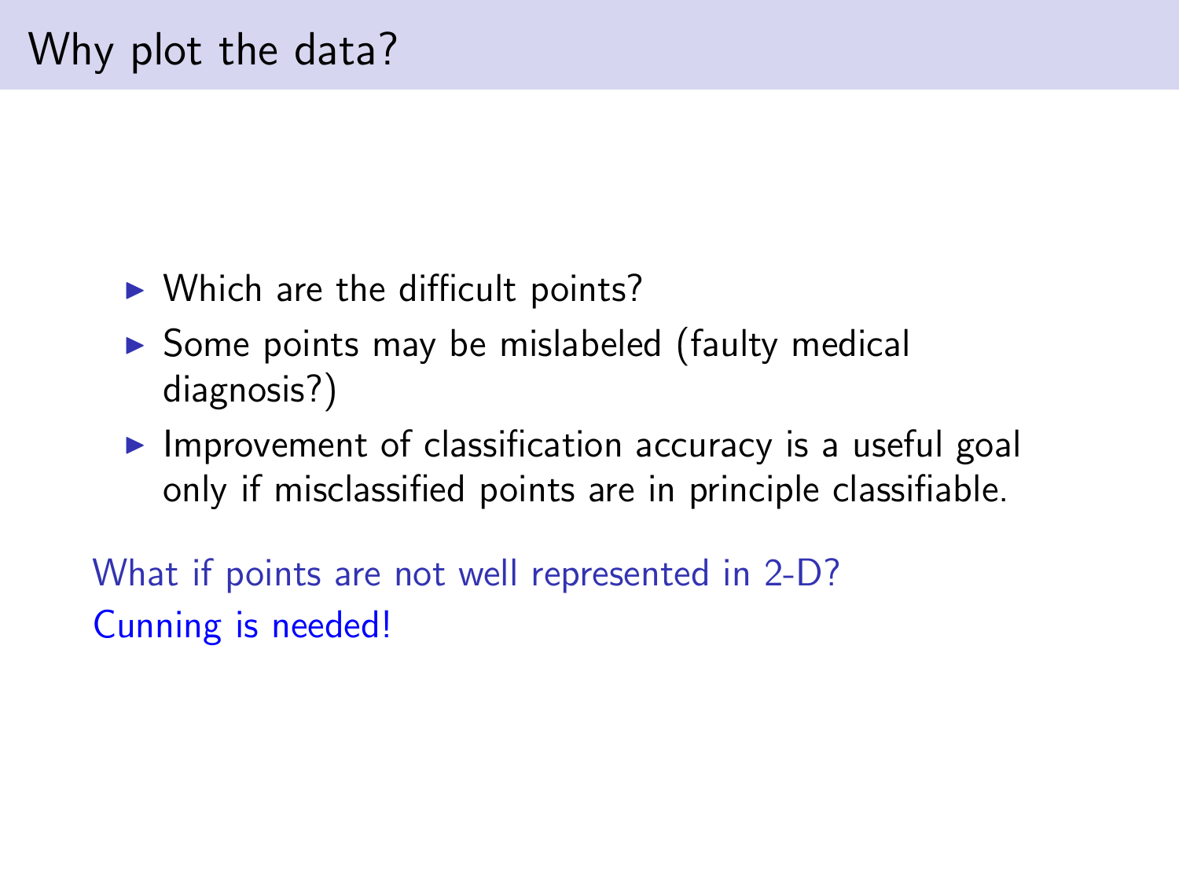# Why plot the data?

- Which are the difficult points?
- Some points may be mislabeled (faulty medical diagnosis?)
- Improvement of classification accuracy is a useful goal only if misclassified points are in principle classifiable.

What if points are not well represented in 2-D?
Cunning is needed!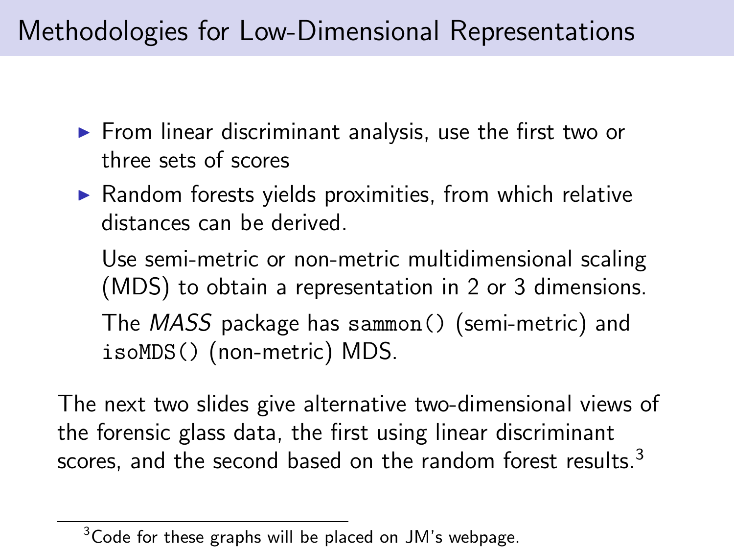# Methodologies for Low-Dimensional Representations

- From linear discriminant analysis, use the first two or three sets of scores
- Random forests yields proximities, from which relative distances can be derived.

  Use semi-metric or non-metric multidimensional scaling (MDS) to obtain a representation in 2 or 3 dimensions.

  The *MASS* package has `sammon()` (semi-metric) and `isoMDS()` (non-metric) MDS.

The next two slides give alternative two-dimensional views of the forensic glass data, the first using linear discriminant scores, and the second based on the random forest results.[3]

[3] Code for these graphs will be placed on JM's webpage.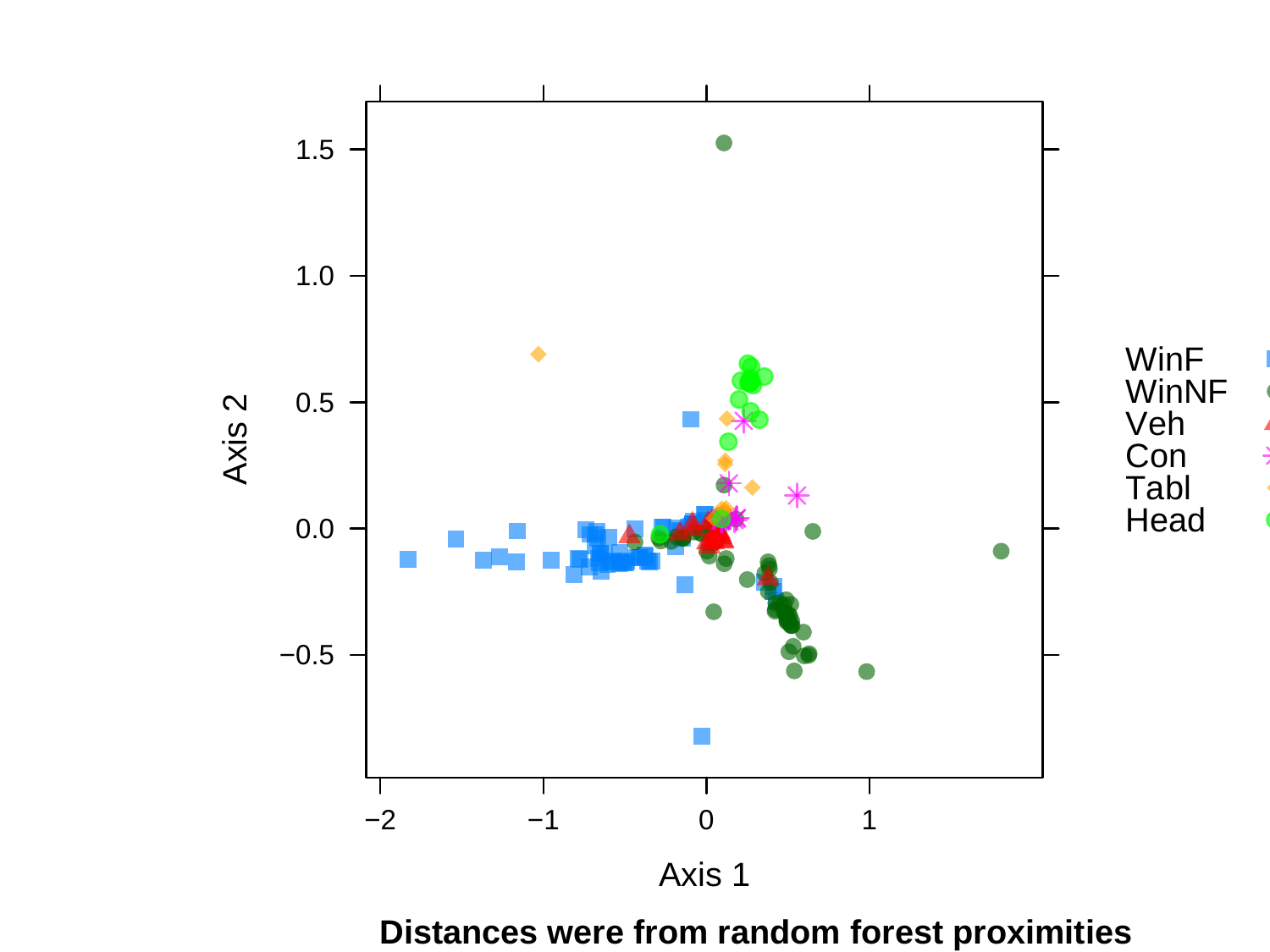**Distances were from random forest proximities**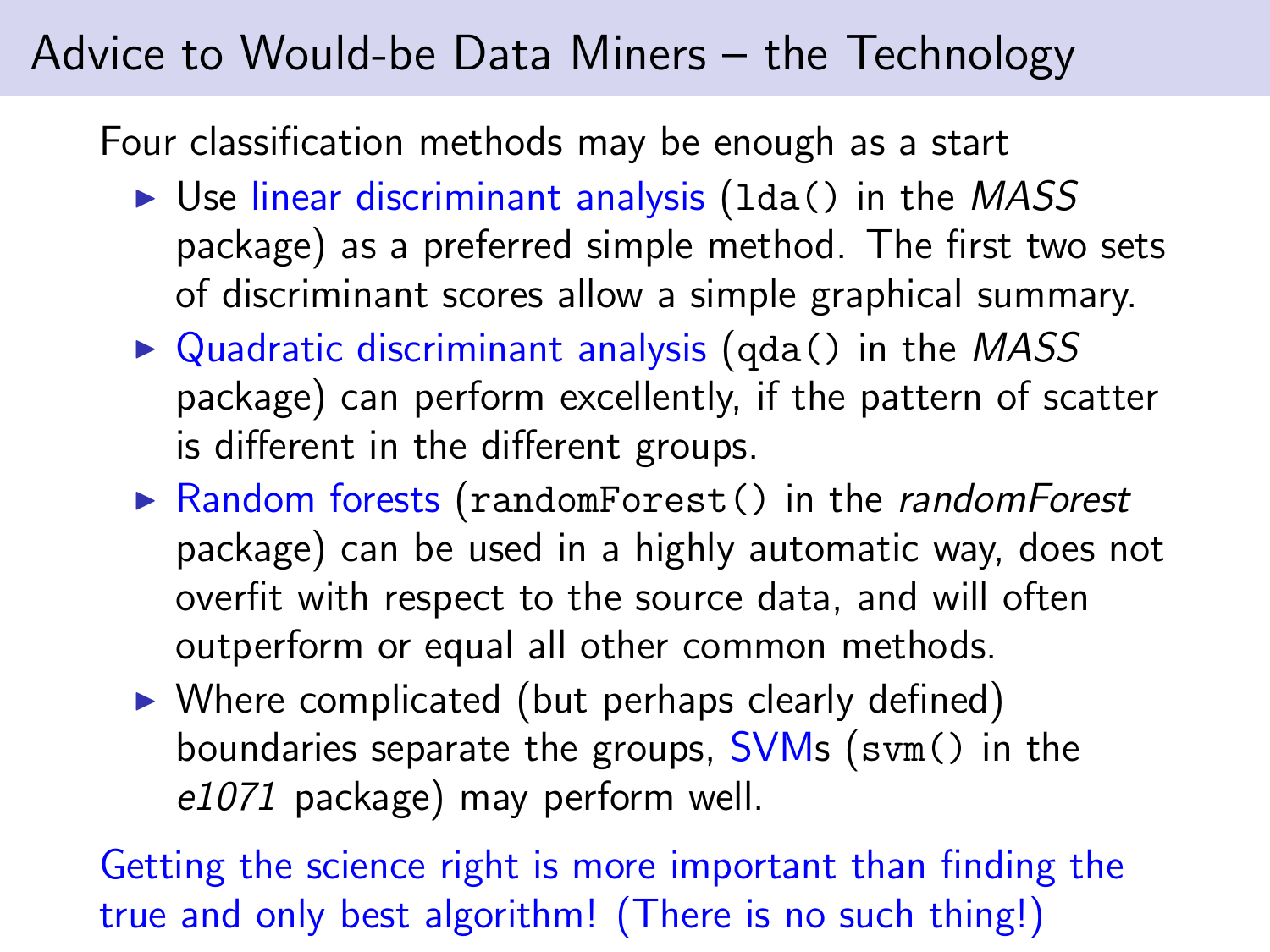## Advice to Would-be Data Miners – the Technology

Four classification methods may be enough as a start

- Use linear discriminant analysis (`lda()` in the *MASS* package) as a preferred simple method. The first two sets of discriminant scores allow a simple graphical summary.
- Quadratic discriminant analysis (`qda()` in the *MASS* package) can perform excellently, if the pattern of scatter is different in the different groups.
- Random forests (`randomForest()` in the *randomForest* package) can be used in a highly automatic way, does not overfit with respect to the source data, and will often outperform or equal all other common methods.
- Where complicated (but perhaps clearly defined) boundaries separate the groups, SVMs (`svm()` in the *e1071* package) may perform well.

Getting the science right is more important than finding the true and only best algorithm! (There is no such thing!)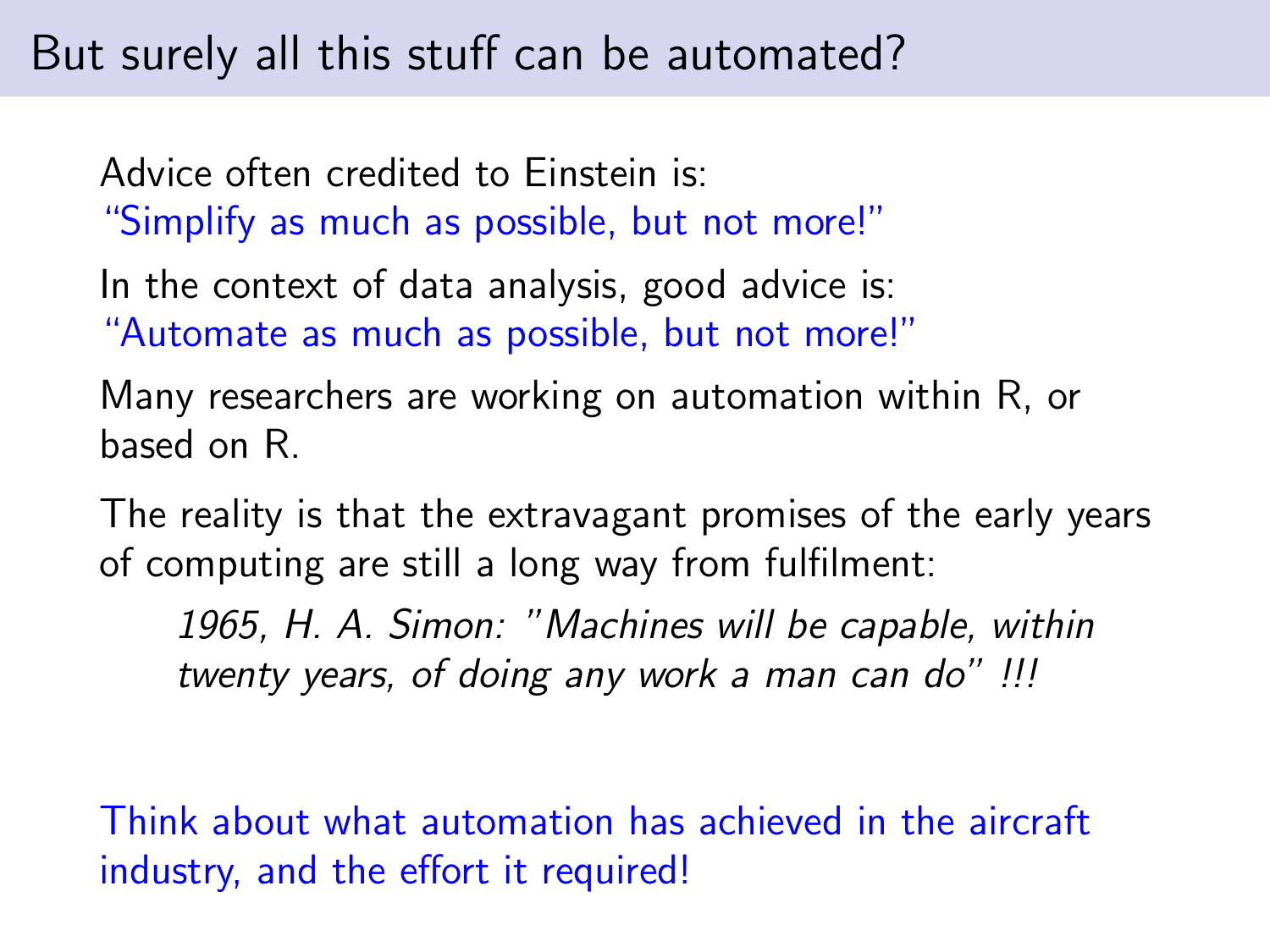# But surely all this stuff can be automated?

Advice often credited to Einstein is:
"Simplify as much as possible, but not more!"

In the context of data analysis, good advice is:
"Automate as much as possible, but not more!"

Many researchers are working on automation within R, or based on R.

The reality is that the extravagant promises of the early years of computing are still a long way from fulfilment:

> *1965, H. A. Simon: "Machines will be capable, within twenty years, of doing any work a man can do" !!!*

Think about what automation has achieved in the aircraft industry, and the effort it required!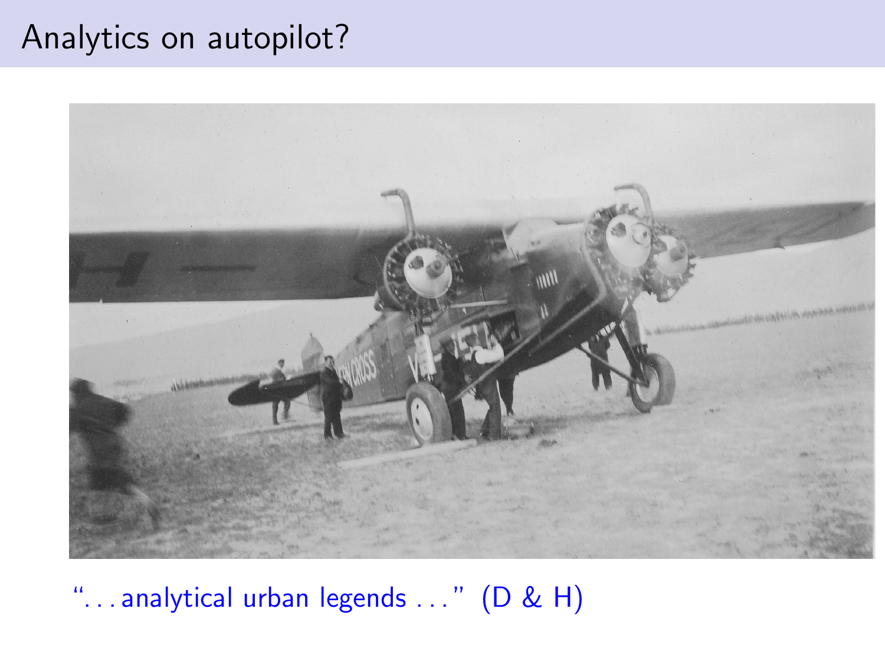# Analytics on autopilot?

"... analytical urban legends ..." (D & H)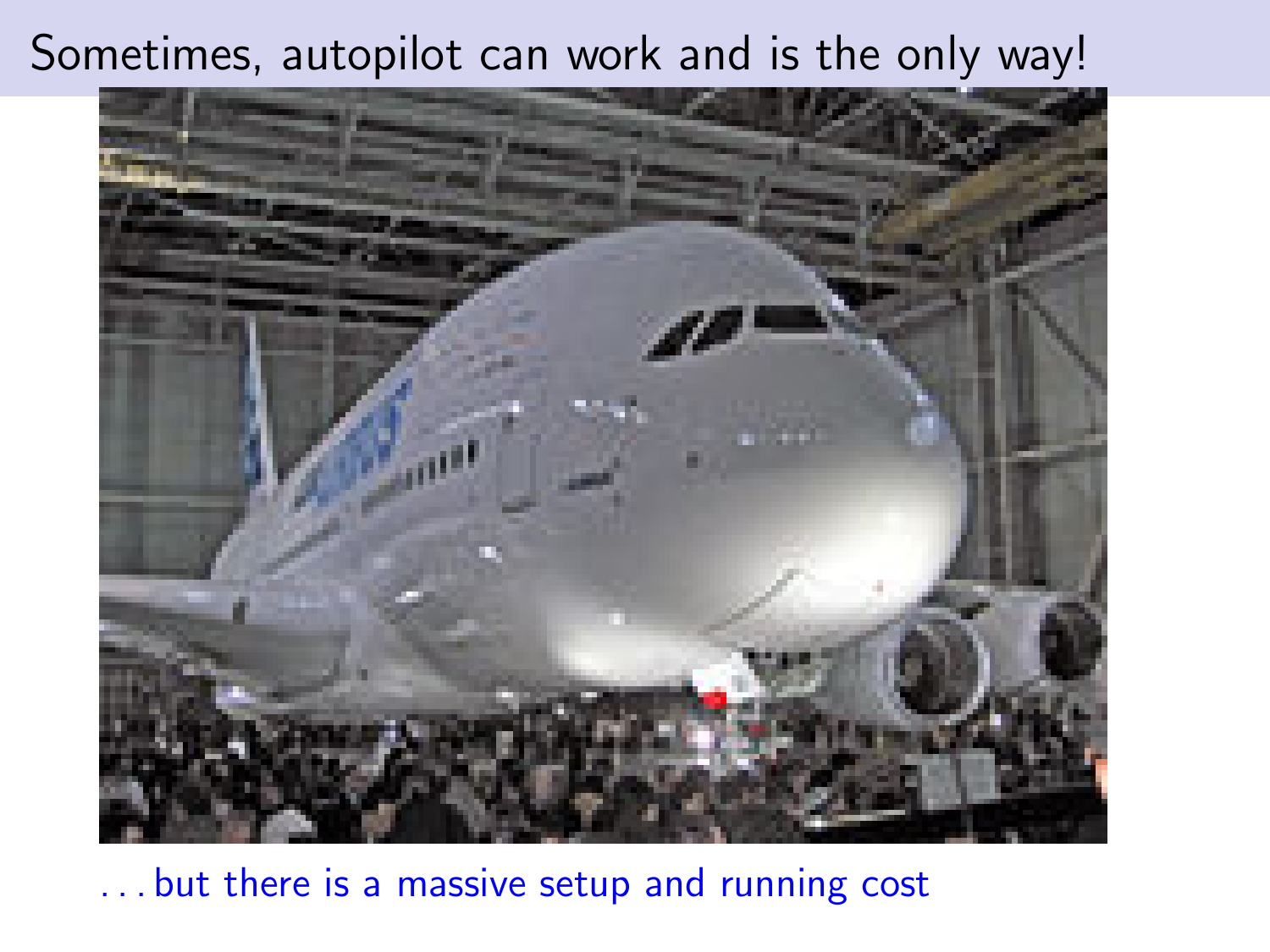# Sometimes, autopilot can work and is the only way!

. . . but there is a massive setup and running cost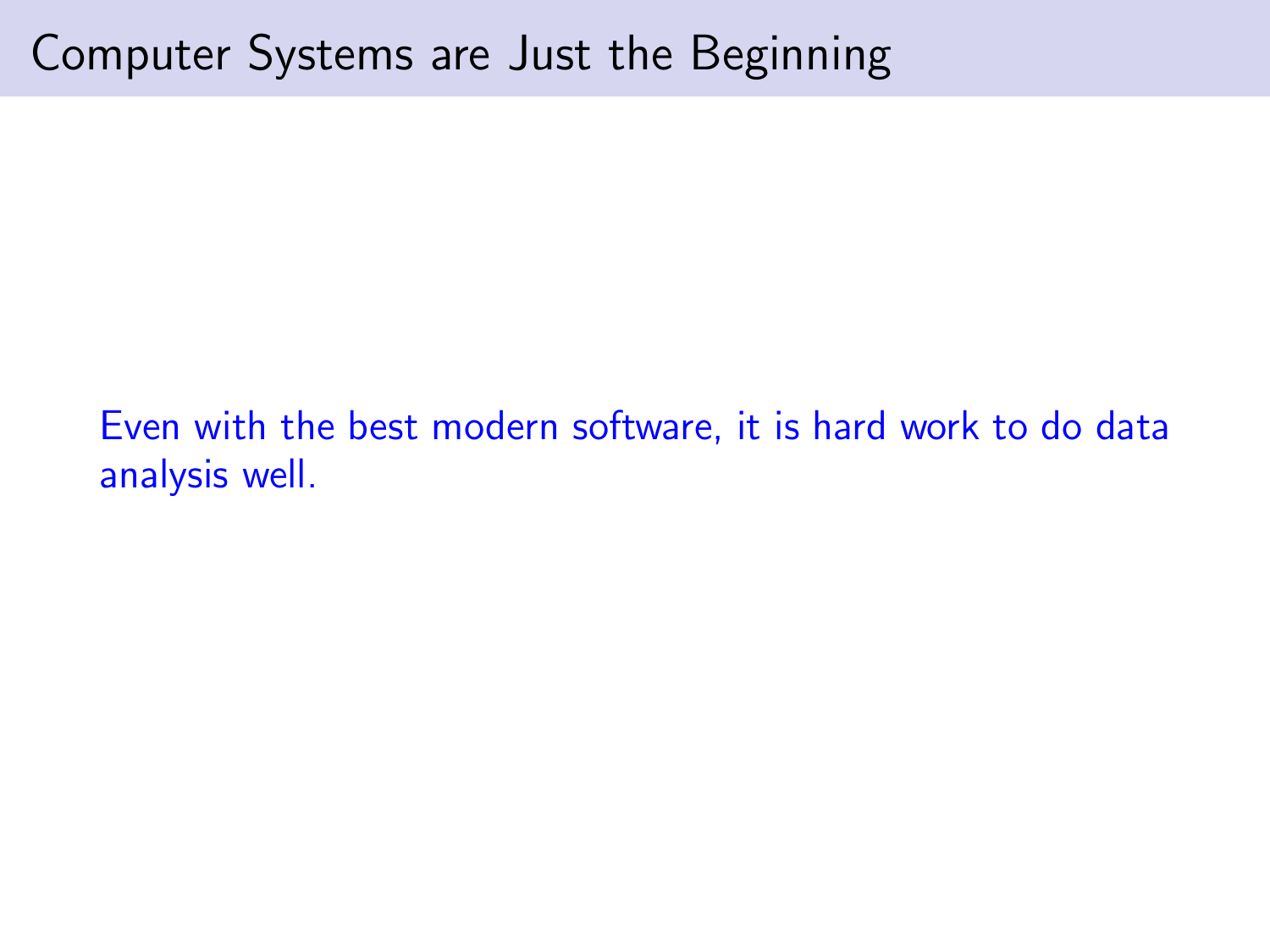# Computer Systems are Just the Beginning

Even with the best modern software, it is hard work to do data analysis well.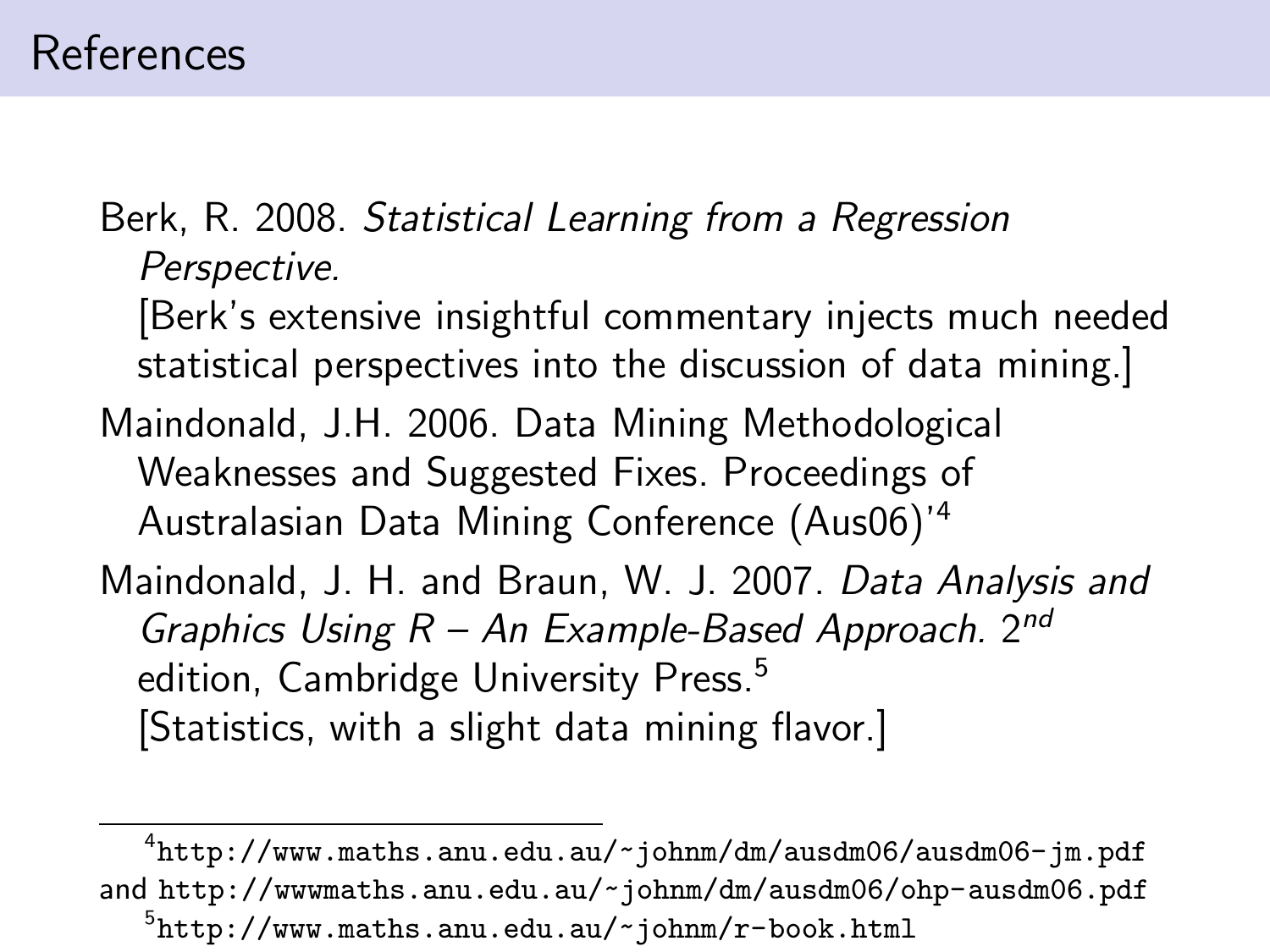# References

Berk, R. 2008. *Statistical Learning from a Regression Perspective.*
[Berk's extensive insightful commentary injects much needed statistical perspectives into the discussion of data mining.]

Maindonald, J.H. 2006. Data Mining Methodological Weaknesses and Suggested Fixes. Proceedings of Australasian Data Mining Conference (Aus06)'[4]

Maindonald, J. H. and Braun, W. J. 2007. *Data Analysis and Graphics Using R – An Example-Based Approach.* $2^{nd}$ edition, Cambridge University Press.[5]
[Statistics, with a slight data mining flavor.]

---

[4] http://www.maths.anu.edu.au/~johnm/dm/ausdm06/ausdm06-jm.pdf and http://wwwmaths.anu.edu.au/~johnm/dm/ausdm06/ohp-ausdm06.pdf

[5] http://www.maths.anu.edu.au/~johnm/r-book.html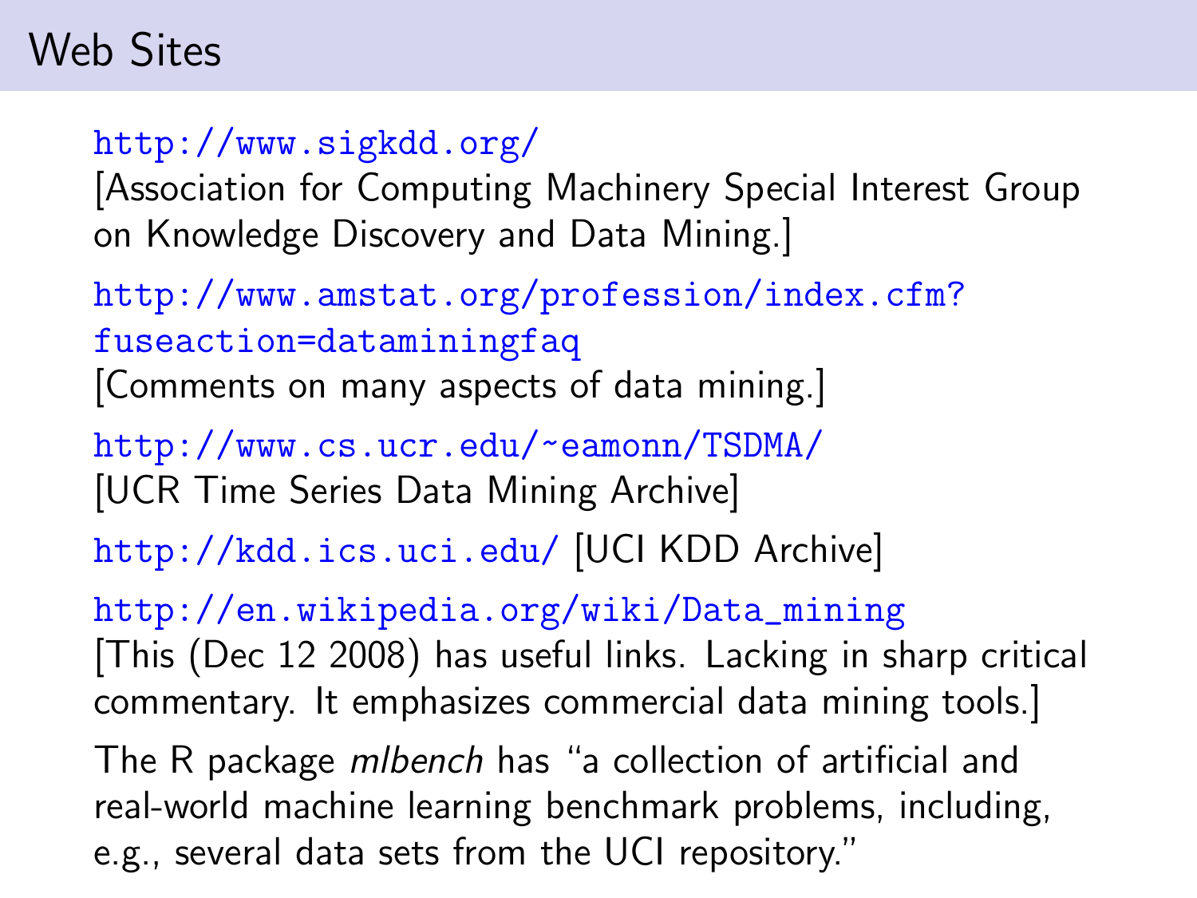# Web Sites

http://www.sigkdd.org/
[Association for Computing Machinery Special Interest Group on Knowledge Discovery and Data Mining.]

http://www.amstat.org/profession/index.cfm?fuseaction=dataminingfaq
[Comments on many aspects of data mining.]

http://www.cs.ucr.edu/~eamonn/TSDMA/
[UCR Time Series Data Mining Archive]

http://kdd.ics.uci.edu/ [UCI KDD Archive]

http://en.wikipedia.org/wiki/Data_mining
[This (Dec 12 2008) has useful links. Lacking in sharp critical commentary. It emphasizes commercial data mining tools.]

The R package *mlbench* has "a collection of artificial and real-world machine learning benchmark problems, including, e.g., several data sets from the UCI repository."